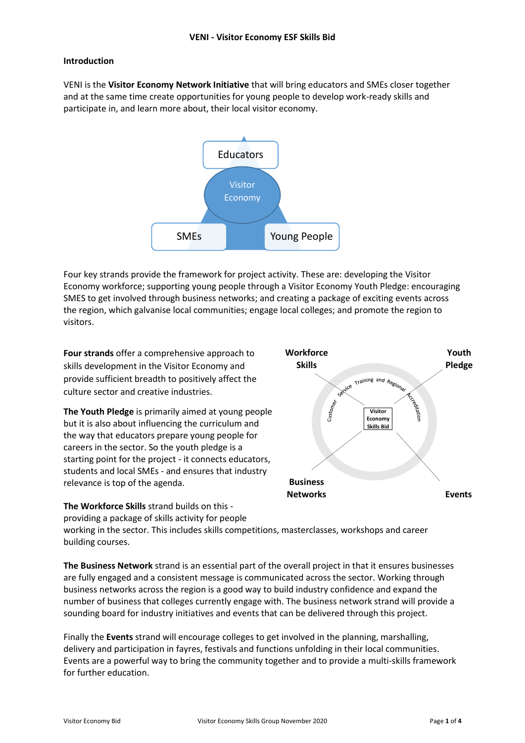# VENI - Visitor Economy ESF Skills Bid

## Introduction

VENI is the **Visitor Economy Network Initiative** that will bring educators and SMEs closer together and at the same time create opportunities for young people to develop work-ready skills and participate in, and learn more about, their local visitor economy.

Educators

Visitor Economy

SMEs

Young People

Four key strands provide the framework for project activity. These are: developing the Visitor Economy workforce; supporting young people through a Visitor Economy Youth Pledge: encouraging SMES to get involved through business networks; and creating a package of exciting events across the region, which galvanise local communities; engage local colleges; and promote the region to visitors.

**Four strands** offer a comprehensive approach to skills development in the Visitor Economy and provide sufficient breadth to positively affect the culture sector and creative industries.

**The Youth Pledge** is primarily aimed at young people but it is also about influencing the curriculum and the way that educators prepare young people for careers in the sector. So the youth pledge is a starting point for the project - it connects educators, students and local SMEs - and ensures that industry relevance is top of the agenda.

Workforce Skills

Youth Pledge

Customer Service Training and Regional Accreditation

Visitor Economy Skills Bid

Business Networks

Events

**The Workforce Skills** strand builds on this - providing a package of skills activity for people working in the sector. This includes skills competitions, masterclasses, workshops and career building courses.

**The Business Network** strand is an essential part of the overall project in that it ensures businesses are fully engaged and a consistent message is communicated across the sector. Working through business networks across the region is a good way to build industry confidence and expand the number of business that colleges currently engage with. The business network strand will provide a sounding board for industry initiatives and events that can be delivered through this project.

Finally the **Events** strand will encourage colleges to get involved in the planning, marshalling, delivery and participation in fayres, festivals and functions unfolding in their local communities. Events are a powerful way to bring the community together and to provide a multi-skills framework for further education.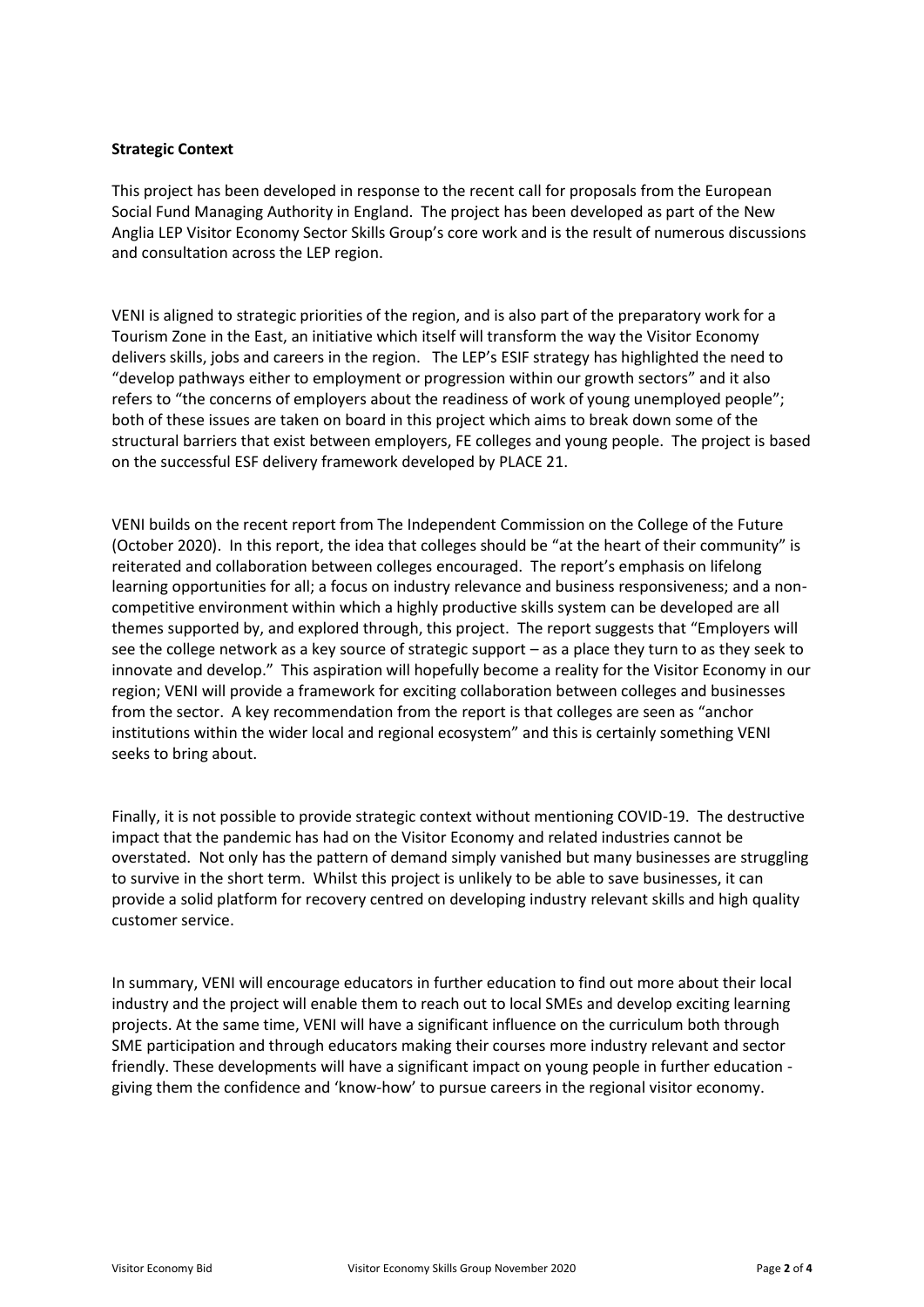**Strategic Context**

This project has been developed in response to the recent call for proposals from the European Social Fund Managing Authority in England. The project has been developed as part of the New Anglia LEP Visitor Economy Sector Skills Group's core work and is the result of numerous discussions and consultation across the LEP region.

VENI is aligned to strategic priorities of the region, and is also part of the preparatory work for a Tourism Zone in the East, an initiative which itself will transform the way the Visitor Economy delivers skills, jobs and careers in the region. The LEP's ESIF strategy has highlighted the need to "develop pathways either to employment or progression within our growth sectors" and it also refers to "the concerns of employers about the readiness of work of young unemployed people"; both of these issues are taken on board in this project which aims to break down some of the structural barriers that exist between employers, FE colleges and young people. The project is based on the successful ESF delivery framework developed by PLACE 21.

VENI builds on the recent report from The Independent Commission on the College of the Future (October 2020). In this report, the idea that colleges should be "at the heart of their community" is reiterated and collaboration between colleges encouraged. The report's emphasis on lifelong learning opportunities for all; a focus on industry relevance and business responsiveness; and a non-competitive environment within which a highly productive skills system can be developed are all themes supported by, and explored through, this project. The report suggests that "Employers will see the college network as a key source of strategic support – as a place they turn to as they seek to innovate and develop." This aspiration will hopefully become a reality for the Visitor Economy in our region; VENI will provide a framework for exciting collaboration between colleges and businesses from the sector. A key recommendation from the report is that colleges are seen as "anchor institutions within the wider local and regional ecosystem" and this is certainly something VENI seeks to bring about.

Finally, it is not possible to provide strategic context without mentioning COVID-19. The destructive impact that the pandemic has had on the Visitor Economy and related industries cannot be overstated. Not only has the pattern of demand simply vanished but many businesses are struggling to survive in the short term. Whilst this project is unlikely to be able to save businesses, it can provide a solid platform for recovery centred on developing industry relevant skills and high quality customer service.

In summary, VENI will encourage educators in further education to find out more about their local industry and the project will enable them to reach out to local SMEs and develop exciting learning projects. At the same time, VENI will have a significant influence on the curriculum both through SME participation and through educators making their courses more industry relevant and sector friendly. These developments will have a significant impact on young people in further education - giving them the confidence and 'know-how' to pursue careers in the regional visitor economy.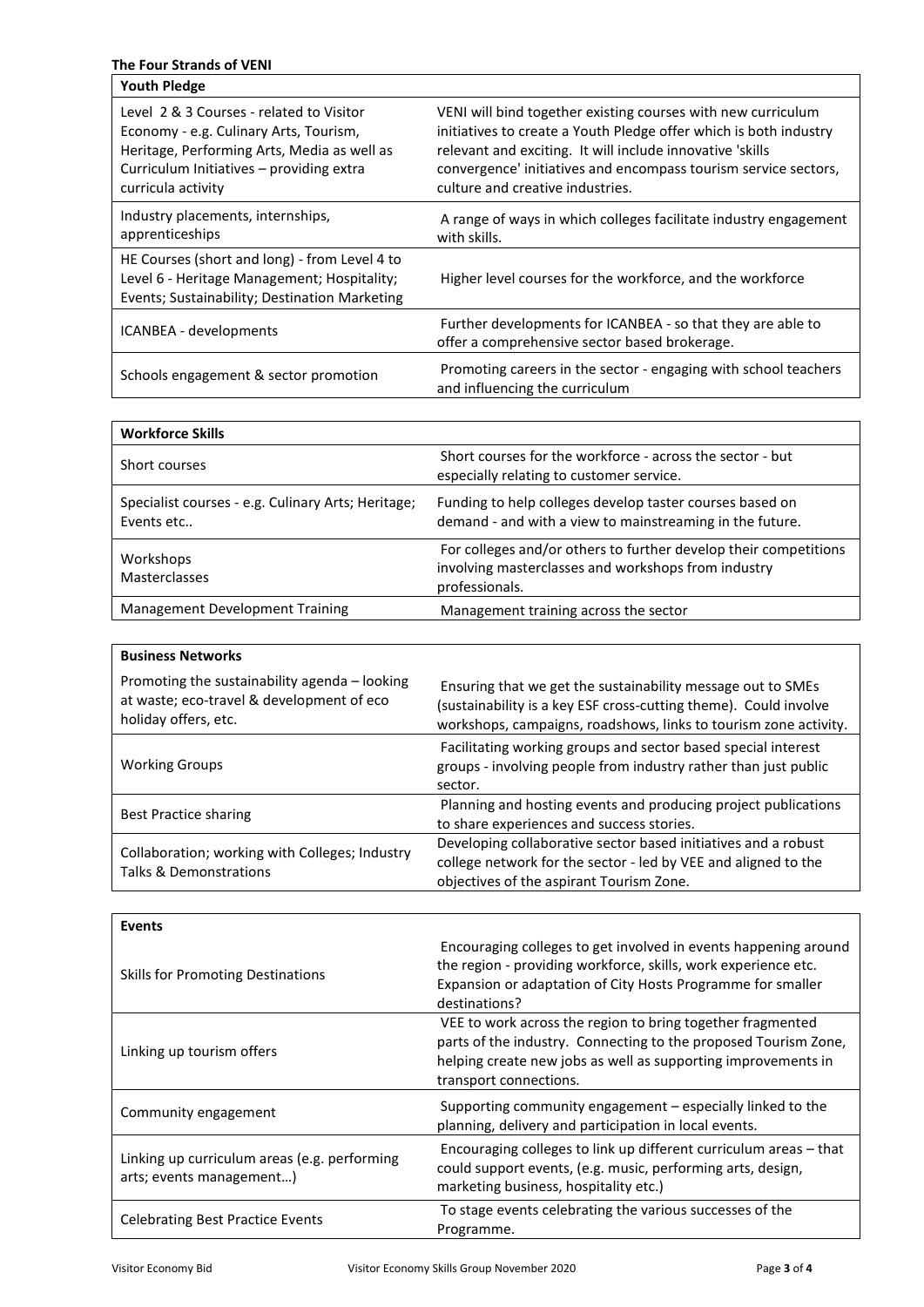**The Four Strands of VENI**

| **Youth Pledge** | |
|---|---|
| Level 2 & 3 Courses - related to Visitor Economy - e.g. Culinary Arts, Tourism, Heritage, Performing Arts, Media as well as Curriculum Initiatives – providing extra curricula activity | VENI will bind together existing courses with new curriculum initiatives to create a Youth Pledge offer which is both industry relevant and exciting. It will include innovative 'skills convergence' initiatives and encompass tourism service sectors, culture and creative industries. |
| Industry placements, internships, apprenticeships | A range of ways in which colleges facilitate industry engagement with skills. |
| HE Courses (short and long) - from Level 4 to Level 6 - Heritage Management; Hospitality; Events; Sustainability; Destination Marketing | Higher level courses for the workforce, and the workforce |
| ICANBEA - developments | Further developments for ICANBEA - so that they are able to offer a comprehensive sector based brokerage. |
| Schools engagement & sector promotion | Promoting careers in the sector - engaging with school teachers and influencing the curriculum |

| **Workforce Skills** | |
|---|---|
| Short courses | Short courses for the workforce - across the sector - but especially relating to customer service. |
| Specialist courses - e.g. Culinary Arts; Heritage; Events etc.. | Funding to help colleges develop taster courses based on demand - and with a view to mainstreaming in the future. |
| Workshops<br>Masterclasses | For colleges and/or others to further develop their competitions involving masterclasses and workshops from industry professionals. |
| Management Development Training | Management training across the sector |

| **Business Networks** | |
|---|---|
| Promoting the sustainability agenda – looking at waste; eco-travel & development of eco holiday offers, etc. | Ensuring that we get the sustainability message out to SMEs (sustainability is a key ESF cross-cutting theme). Could involve workshops, campaigns, roadshows, links to tourism zone activity. |
| Working Groups | Facilitating working groups and sector based special interest groups - involving people from industry rather than just public sector. |
| Best Practice sharing | Planning and hosting events and producing project publications to share experiences and success stories. |
| Collaboration; working with Colleges; Industry Talks & Demonstrations | Developing collaborative sector based initiatives and a robust college network for the sector - led by VEE and aligned to the objectives of the aspirant Tourism Zone. |

| **Events** | |
|---|---|
| Skills for Promoting Destinations | Encouraging colleges to get involved in events happening around the region - providing workforce, skills, work experience etc. Expansion or adaptation of City Hosts Programme for smaller destinations? |
| Linking up tourism offers | VEE to work across the region to bring together fragmented parts of the industry. Connecting to the proposed Tourism Zone, helping create new jobs as well as supporting improvements in transport connections. |
| Community engagement | Supporting community engagement – especially linked to the planning, delivery and participation in local events. |
| Linking up curriculum areas (e.g. performing arts; events management…) | Encouraging colleges to link up different curriculum areas – that could support events, (e.g. music, performing arts, design, marketing business, hospitality etc.) |
| Celebrating Best Practice Events | To stage events celebrating the various successes of the Programme. |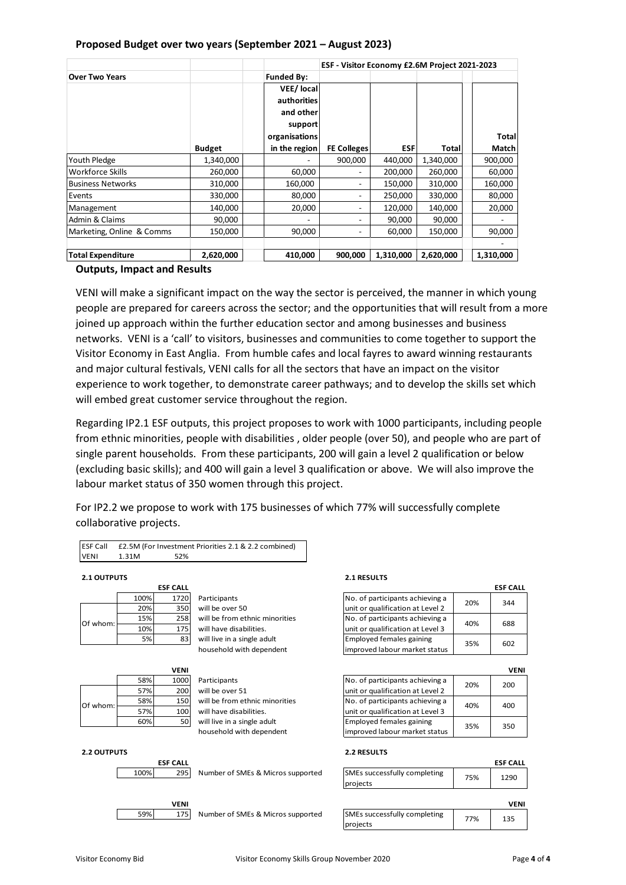### Proposed Budget over two years (September 2021 – August 2023)

| | | | ESF - Visitor Economy £2.6M Project 2021-2023 | | | |
|---|---|---|---|---|---|---|
| **Over Two Years** | | **Funded By:** | | | | |
| | **Budget** | **VEE/ local authorities and other support organisations in the region** | **FE Colleges** | **ESF** | **Total** | **Total Match** |
| Youth Pledge | 1,340,000 | - | 900,000 | 440,000 | 1,340,000 | 900,000 |
| Workforce Skills | 260,000 | 60,000 | - | 200,000 | 260,000 | 60,000 |
| Business Networks | 310,000 | 160,000 | - | 150,000 | 310,000 | 160,000 |
| Events | 330,000 | 80,000 | - | 250,000 | 330,000 | 80,000 |
| Management | 140,000 | 20,000 | - | 120,000 | 140,000 | 20,000 |
| Admin & Claims | 90,000 | - | - | 90,000 | 90,000 | - |
| Marketing, Online & Comms | 150,000 | 90,000 | - | 60,000 | 150,000 | 90,000 |
| | | | | | | - |
| **Total Expenditure** | **2,620,000** | **410,000** | **900,000** | **1,310,000** | **2,620,000** | **1,310,000** |

### Outputs, Impact and Results

VENI will make a significant impact on the way the sector is perceived, the manner in which young people are prepared for careers across the sector; and the opportunities that will result from a more joined up approach within the further education sector and among businesses and business networks. VENI is a 'call' to visitors, businesses and communities to come together to support the Visitor Economy in East Anglia. From humble cafes and local fayres to award winning restaurants and major cultural festivals, VENI calls for all the sectors that have an impact on the visitor experience to work together, to demonstrate career pathways; and to develop the skills set which will embed great customer service throughout the region.

Regarding IP2.1 ESF outputs, this project proposes to work with 1000 participants, including people from ethnic minorities, people with disabilities , older people (over 50), and people who are part of single parent households. From these participants, 200 will gain a level 2 qualification or below (excluding basic skills); and 400 will gain a level 3 qualification or above. We will also improve the labour market status of 350 women through this project.

For IP2.2 we propose to work with 175 businesses of which 77% will successfully complete collaborative projects.

| | | |
|---|---|---|
| ESF Call | £2.5M (For Investment Priorities 2.1 & 2.2 combined) | |
| VENI | 1.31M | 52% |

**2.1 OUTPUTS**

| | | ESF CALL | |
|---|---|---|---|
| | 100% | 1720 | Participants |
| Of whom: | 20% | 350 | will be over 50 |
| | 15% | 258 | will be from ethnic minorities |
| | 10% | 175 | will have disabilities. |
| | 5% | 83 | will live in a single adult household with dependent |

| | | VENI | |
|---|---|---|---|
| | 58% | 1000 | Participants |
| Of whom: | 57% | 200 | will be over 51 |
| | 58% | 150 | will be from ethnic minorities |
| | 57% | 100 | will have disabilities. |
| | 60% | 50 | will live in a single adult household with dependent |

**2.1 RESULTS**

| | | ESF CALL |
|---|---|---|
| No. of participants achieving a unit or qualification at Level 2 | 20% | 344 |
| No. of participants achieving a unit or qualification at Level 3 | 40% | 688 |
| Employed females gaining improved labour market status | 35% | 602 |

| | | VENI |
|---|---|---|
| No. of participants achieving a unit or qualification at Level 2 | 20% | 200 |
| No. of participants achieving a unit or qualification at Level 3 | 40% | 400 |
| Employed females gaining improved labour market status | 35% | 350 |

**2.2 OUTPUTS**

| | ESF CALL | |
|---|---|---|
| 100% | 295 | Number of SMEs & Micros supported |

| | VENI | |
|---|---|---|
| 59% | 175 | Number of SMEs & Micros supported |

**2.2 RESULTS**

| | | ESF CALL |
|---|---|---|
| SMEs successfully completing projects | 75% | 1290 |

| | | VENI |
|---|---|---|
| SMEs successfully completing projects | 77% | 135 |